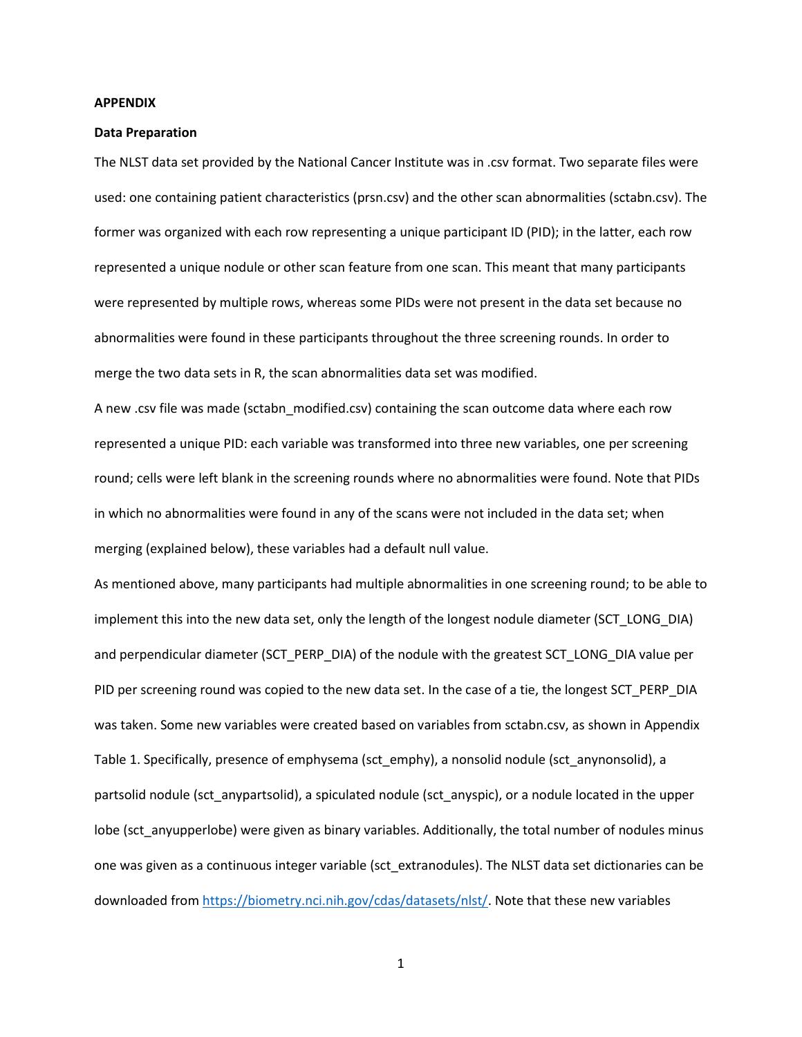**APPENDIX**

**Data Preparation**

The NLST data set provided by the National Cancer Institute was in .csv format. Two separate files were used: one containing patient characteristics (prsn.csv) and the other scan abnormalities (sctabn.csv). The former was organized with each row representing a unique participant ID (PID); in the latter, each row represented a unique nodule or other scan feature from one scan. This meant that many participants were represented by multiple rows, whereas some PIDs were not present in the data set because no abnormalities were found in these participants throughout the three screening rounds. In order to merge the two data sets in R, the scan abnormalities data set was modified.

A new .csv file was made (sctabn_modified.csv) containing the scan outcome data where each row represented a unique PID: each variable was transformed into three new variables, one per screening round; cells were left blank in the screening rounds where no abnormalities were found. Note that PIDs in which no abnormalities were found in any of the scans were not included in the data set; when merging (explained below), these variables had a default null value.

As mentioned above, many participants had multiple abnormalities in one screening round; to be able to implement this into the new data set, only the length of the longest nodule diameter (SCT_LONG_DIA) and perpendicular diameter (SCT_PERP_DIA) of the nodule with the greatest SCT_LONG_DIA value per PID per screening round was copied to the new data set. In the case of a tie, the longest SCT_PERP_DIA was taken. Some new variables were created based on variables from sctabn.csv, as shown in Appendix Table 1. Specifically, presence of emphysema (sct_emphy), a nonsolid nodule (sct_anynonsolid), a partsolid nodule (sct_anypartsolid), a spiculated nodule (sct_anyspic), or a nodule located in the upper lobe (sct_anyupperlobe) were given as binary variables. Additionally, the total number of nodules minus one was given as a continuous integer variable (sct_extranodules). The NLST data set dictionaries can be downloaded from https://biometry.nci.nih.gov/cdas/datasets/nlst/. Note that these new variables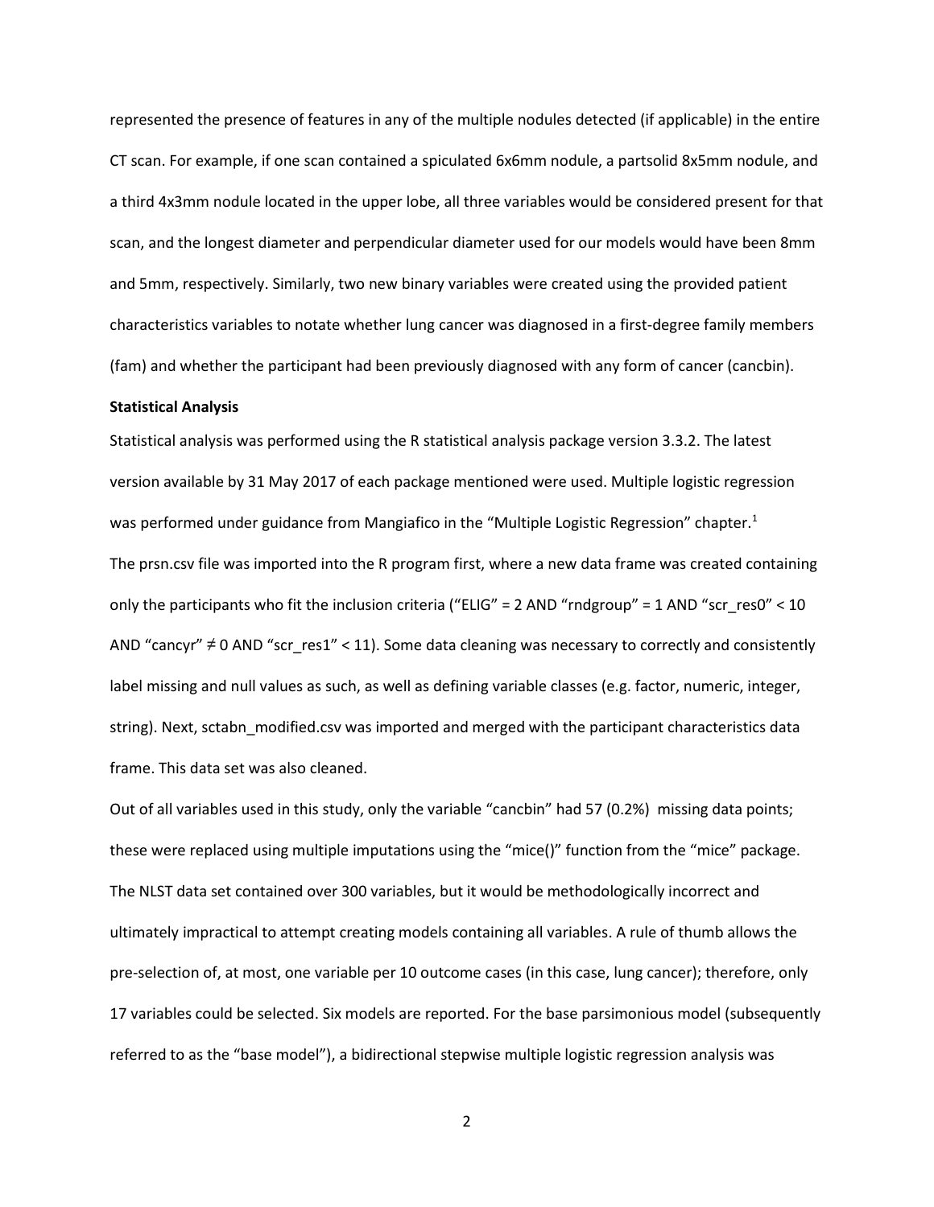represented the presence of features in any of the multiple nodules detected (if applicable) in the entire CT scan. For example, if one scan contained a spiculated 6x6mm nodule, a partsolid 8x5mm nodule, and a third 4x3mm nodule located in the upper lobe, all three variables would be considered present for that scan, and the longest diameter and perpendicular diameter used for our models would have been 8mm and 5mm, respectively. Similarly, two new binary variables were created using the provided patient characteristics variables to notate whether lung cancer was diagnosed in a first-degree family members (fam) and whether the participant had been previously diagnosed with any form of cancer (cancbin).

**Statistical Analysis**

Statistical analysis was performed using the R statistical analysis package version 3.3.2. The latest version available by 31 May 2017 of each package mentioned were used. Multiple logistic regression was performed under guidance from Mangiafico in the "Multiple Logistic Regression" chapter.[1]

The prsn.csv file was imported into the R program first, where a new data frame was created containing only the participants who fit the inclusion criteria ("ELIG" = 2 AND "rndgroup" = 1 AND "scr_res0" < 10 AND "cancyr" ≠ 0 AND "scr_res1" < 11). Some data cleaning was necessary to correctly and consistently label missing and null values as such, as well as defining variable classes (e.g. factor, numeric, integer, string). Next, sctabn_modified.csv was imported and merged with the participant characteristics data frame. This data set was also cleaned.

Out of all variables used in this study, only the variable "cancbin" had 57 (0.2%) missing data points; these were replaced using multiple imputations using the "mice()" function from the "mice" package. The NLST data set contained over 300 variables, but it would be methodologically incorrect and ultimately impractical to attempt creating models containing all variables. A rule of thumb allows the pre-selection of, at most, one variable per 10 outcome cases (in this case, lung cancer); therefore, only 17 variables could be selected. Six models are reported. For the base parsimonious model (subsequently referred to as the "base model"), a bidirectional stepwise multiple logistic regression analysis was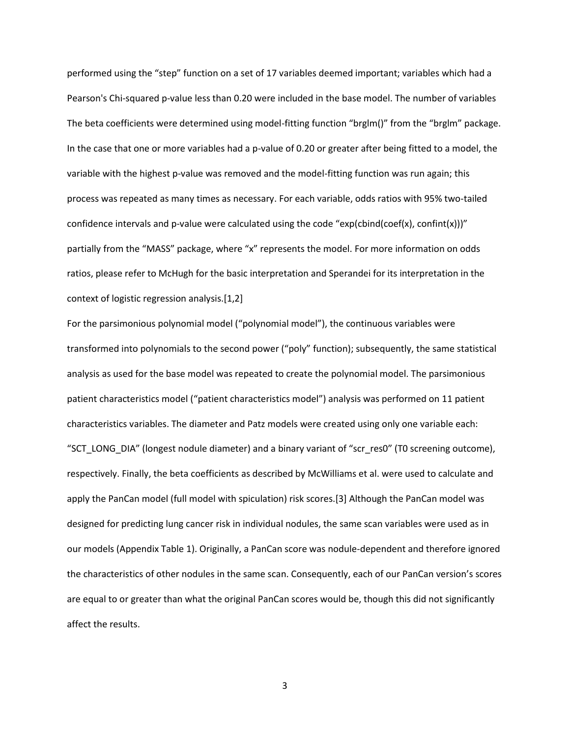performed using the "step" function on a set of 17 variables deemed important; variables which had a Pearson's Chi-squared p-value less than 0.20 were included in the base model. The number of variables The beta coefficients were determined using model-fitting function "brglm()" from the "brglm" package. In the case that one or more variables had a p-value of 0.20 or greater after being fitted to a model, the variable with the highest p-value was removed and the model-fitting function was run again; this process was repeated as many times as necessary. For each variable, odds ratios with 95% two-tailed confidence intervals and p-value were calculated using the code "exp(cbind(coef(x), confint(x)))" partially from the "MASS" package, where "x" represents the model. For more information on odds ratios, please refer to McHugh for the basic interpretation and Sperandei for its interpretation in the context of logistic regression analysis.[1,2]

For the parsimonious polynomial model ("polynomial model"), the continuous variables were transformed into polynomials to the second power ("poly" function); subsequently, the same statistical analysis as used for the base model was repeated to create the polynomial model. The parsimonious patient characteristics model ("patient characteristics model") analysis was performed on 11 patient characteristics variables. The diameter and Patz models were created using only one variable each: "SCT_LONG_DIA" (longest nodule diameter) and a binary variant of "scr_res0" (T0 screening outcome), respectively. Finally, the beta coefficients as described by McWilliams et al. were used to calculate and apply the PanCan model (full model with spiculation) risk scores.[3] Although the PanCan model was designed for predicting lung cancer risk in individual nodules, the same scan variables were used as in our models (Appendix Table 1). Originally, a PanCan score was nodule-dependent and therefore ignored the characteristics of other nodules in the same scan. Consequently, each of our PanCan version's scores are equal to or greater than what the original PanCan scores would be, though this did not significantly affect the results.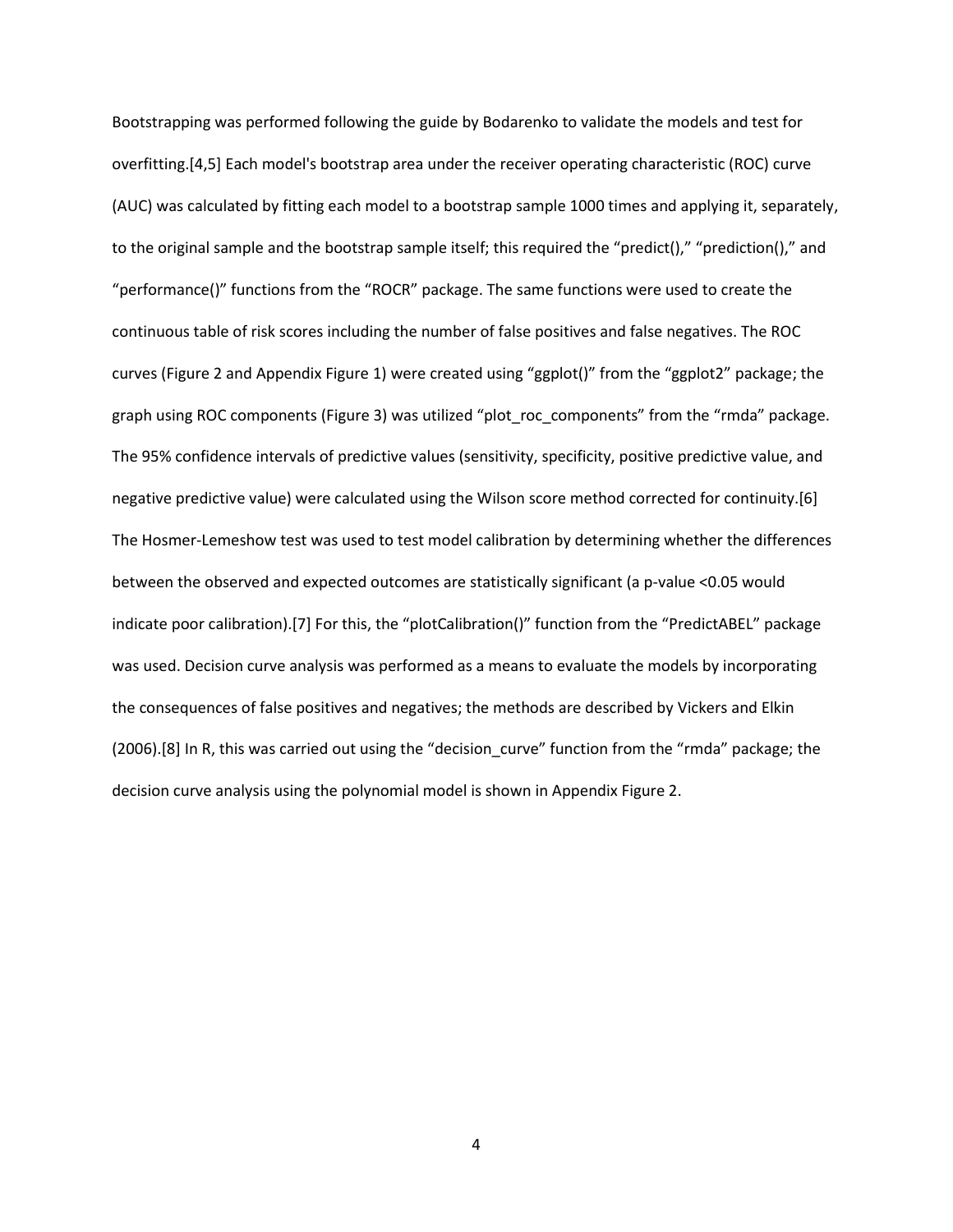Bootstrapping was performed following the guide by Bodarenko to validate the models and test for overfitting.[4,5] Each model's bootstrap area under the receiver operating characteristic (ROC) curve (AUC) was calculated by fitting each model to a bootstrap sample 1000 times and applying it, separately, to the original sample and the bootstrap sample itself; this required the "predict()," "prediction()," and "performance()" functions from the "ROCR" package. The same functions were used to create the continuous table of risk scores including the number of false positives and false negatives. The ROC curves (Figure 2 and Appendix Figure 1) were created using "ggplot()" from the "ggplot2" package; the graph using ROC components (Figure 3) was utilized "plot_roc_components" from the "rmda" package. The 95% confidence intervals of predictive values (sensitivity, specificity, positive predictive value, and negative predictive value) were calculated using the Wilson score method corrected for continuity.[6] The Hosmer-Lemeshow test was used to test model calibration by determining whether the differences between the observed and expected outcomes are statistically significant (a p-value <0.05 would indicate poor calibration).[7] For this, the "plotCalibration()" function from the "PredictABEL" package was used. Decision curve analysis was performed as a means to evaluate the models by incorporating the consequences of false positives and negatives; the methods are described by Vickers and Elkin (2006).[8] In R, this was carried out using the "decision_curve" function from the "rmda" package; the decision curve analysis using the polynomial model is shown in Appendix Figure 2.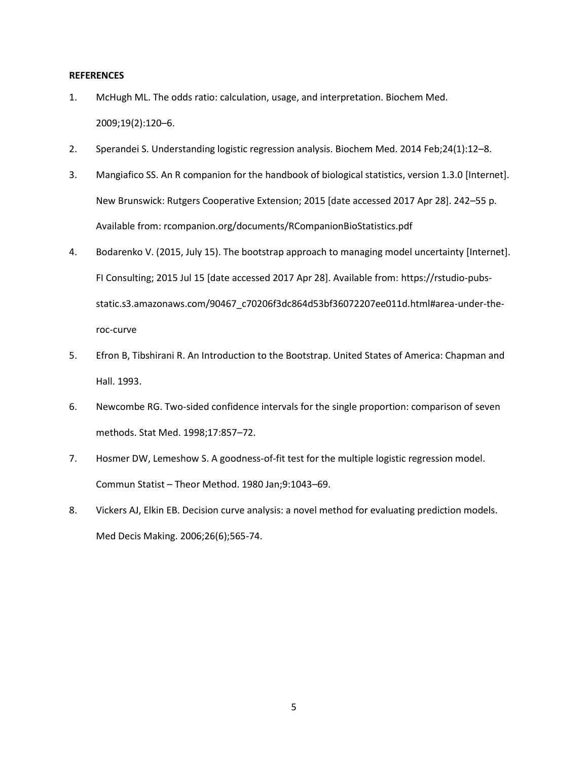**REFERENCES**

1. McHugh ML. The odds ratio: calculation, usage, and interpretation. Biochem Med. 2009;19(2):120–6.
2. Sperandei S. Understanding logistic regression analysis. Biochem Med. 2014 Feb;24(1):12–8.
3. Mangiafico SS. An R companion for the handbook of biological statistics, version 1.3.0 [Internet]. New Brunswick: Rutgers Cooperative Extension; 2015 [date accessed 2017 Apr 28]. 242–55 p. Available from: rcompanion.org/documents/RCompanionBioStatistics.pdf
4. Bodarenko V. (2015, July 15). The bootstrap approach to managing model uncertainty [Internet]. FI Consulting; 2015 Jul 15 [date accessed 2017 Apr 28]. Available from: https://rstudio-pubs-static.s3.amazonaws.com/90467_c70206f3dc864d53bf36072207ee011d.html#area-under-the-roc-curve
5. Efron B, Tibshirani R. An Introduction to the Bootstrap. United States of America: Chapman and Hall. 1993.
6. Newcombe RG. Two-sided confidence intervals for the single proportion: comparison of seven methods. Stat Med. 1998;17:857–72.
7. Hosmer DW, Lemeshow S. A goodness-of-fit test for the multiple logistic regression model. Commun Statist – Theor Method. 1980 Jan;9:1043–69.
8. Vickers AJ, Elkin EB. Decision curve analysis: a novel method for evaluating prediction models. Med Decis Making. 2006;26(6);565-74.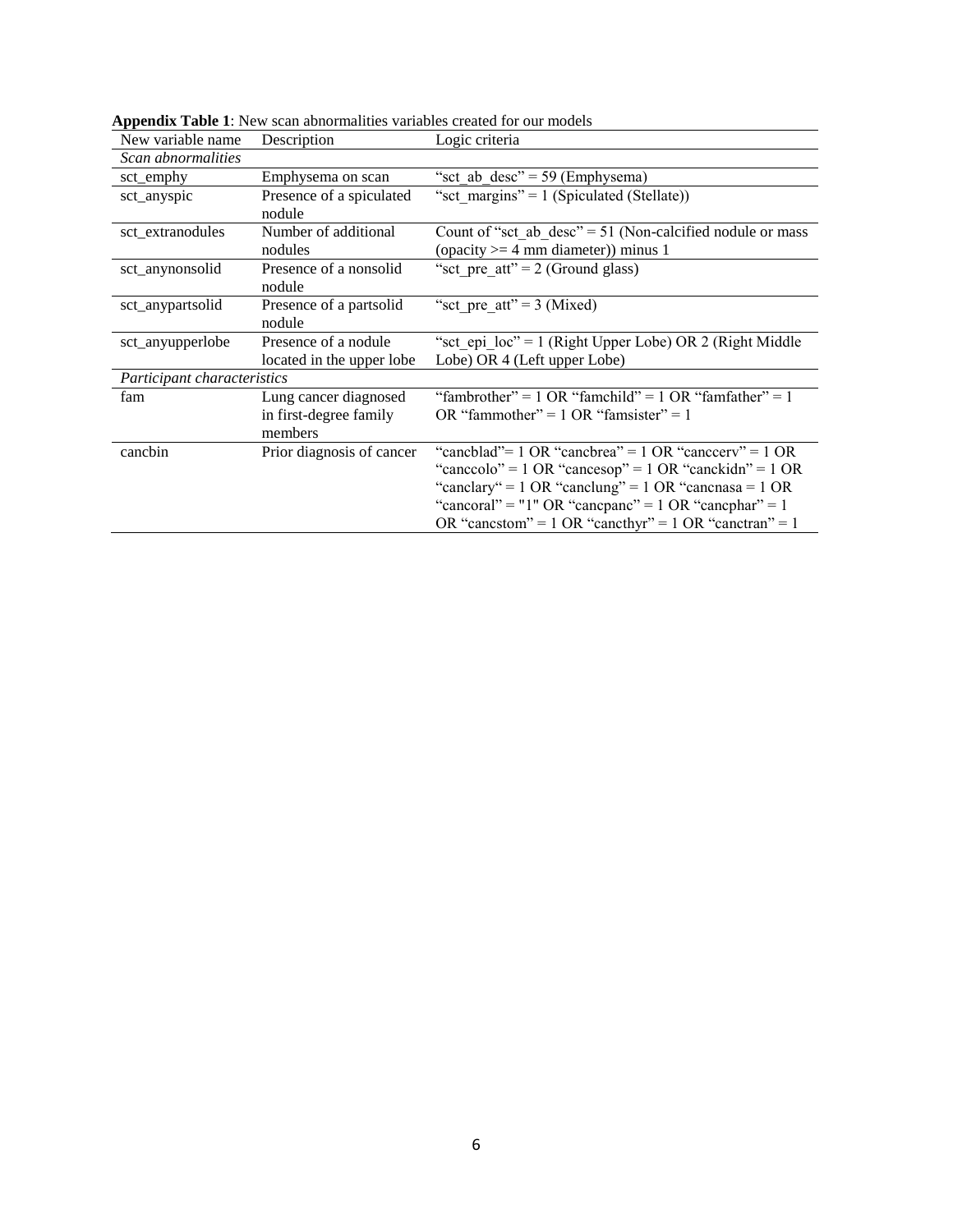**Appendix Table 1**: New scan abnormalities variables created for our models

| New variable name | Description | Logic criteria |
|---|---|---|
| *Scan abnormalities* | | |
| sct_emphy | Emphysema on scan | "sct_ab_desc" = 59 (Emphysema) |
| sct_anyspic | Presence of a spiculated nodule | "sct_margins" = 1 (Spiculated (Stellate)) |
| sct_extranodules | Number of additional nodules | Count of "sct_ab_desc" = 51 (Non-calcified nodule or mass (opacity >= 4 mm diameter)) minus 1 |
| sct_anynonsolid | Presence of a nonsolid nodule | "sct_pre_att" = 2 (Ground glass) |
| sct_anypartsolid | Presence of a partsolid nodule | "sct_pre_att" = 3 (Mixed) |
| sct_anyupperlobe | Presence of a nodule located in the upper lobe | "sct_epi_loc" = 1 (Right Upper Lobe) OR 2 (Right Middle Lobe) OR 4 (Left upper Lobe) |
| *Participant characteristics* | | |
| fam | Lung cancer diagnosed in first-degree family members | "fambrother" = 1 OR "famchild" = 1 OR "famfather" = 1 OR "fammother" = 1 OR "famsister" = 1 |
| cancbin | Prior diagnosis of cancer | "cancblad"= 1 OR "cancbrea" = 1 OR "canccerv" = 1 OR "canccolo" = 1 OR "cancesop" = 1 OR "canckidn" = 1 OR "canclary" = 1 OR "canclung" = 1 OR "cancnasa = 1 OR "cancoral" = "1" OR "cancpanc" = 1 OR "cancphar" = 1 OR "cancstom" = 1 OR "cancthyr" = 1 OR "canctran" = 1 |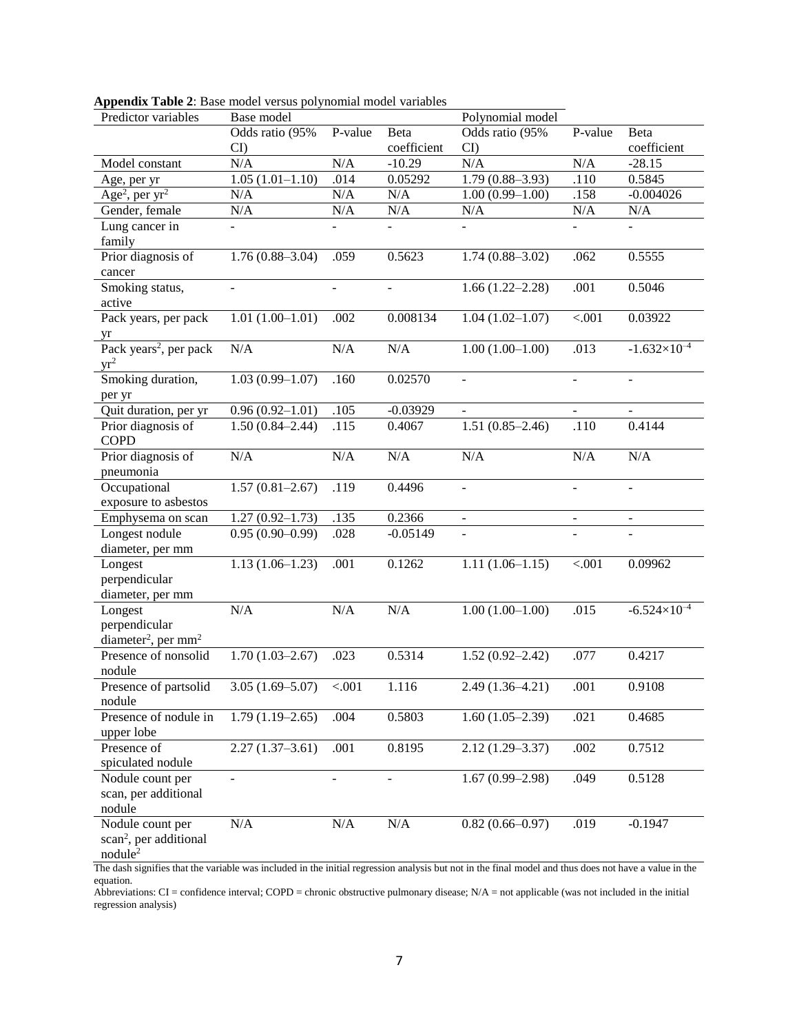**Appendix Table 2**: Base model versus polynomial model variables

| Predictor variables | Base model | | | Polynomial model | | |
|---|---|---|---|---|---|---|
| | Odds ratio (95% CI) | P-value | Beta coefficient | Odds ratio (95% CI) | P-value | Beta coefficient |
| Model constant | N/A | N/A | -10.29 | N/A | N/A | -28.15 |
| Age, per yr | 1.05 (1.01–1.10) | .014 | 0.05292 | 1.79 (0.88–3.93) | .110 | 0.5845 |
| Age$^2$, per yr$^2$ | N/A | N/A | N/A | 1.00 (0.99–1.00) | .158 | -0.004026 |
| Gender, female | N/A | N/A | N/A | N/A | N/A | N/A |
| Lung cancer in family | - | - | - | - | - | - |
| Prior diagnosis of cancer | 1.76 (0.88–3.04) | .059 | 0.5623 | 1.74 (0.88–3.02) | .062 | 0.5555 |
| Smoking status, active | - | - | - | 1.66 (1.22–2.28) | .001 | 0.5046 |
| Pack years, per pack yr | 1.01 (1.00–1.01) | .002 | 0.008134 | 1.04 (1.02–1.07) | <.001 | 0.03922 |
| Pack years$^2$, per pack yr$^2$ | N/A | N/A | N/A | 1.00 (1.00–1.00) | .013 | $-1.632\times10^{-4}$ |
| Smoking duration, per yr | 1.03 (0.99–1.07) | .160 | 0.02570 | - | - | - |
| Quit duration, per yr | 0.96 (0.92–1.01) | .105 | -0.03929 | - | - | - |
| Prior diagnosis of COPD | 1.50 (0.84–2.44) | .115 | 0.4067 | 1.51 (0.85–2.46) | .110 | 0.4144 |
| Prior diagnosis of pneumonia | N/A | N/A | N/A | N/A | N/A | N/A |
| Occupational exposure to asbestos | 1.57 (0.81–2.67) | .119 | 0.4496 | - | - | - |
| Emphysema on scan | 1.27 (0.92–1.73) | .135 | 0.2366 | - | - | - |
| Longest nodule diameter, per mm | 0.95 (0.90–0.99) | .028 | -0.05149 | - | - | - |
| Longest perpendicular diameter, per mm | 1.13 (1.06–1.23) | .001 | 0.1262 | 1.11 (1.06–1.15) | <.001 | 0.09962 |
| Longest perpendicular diameter$^2$, per mm$^2$ | N/A | N/A | N/A | 1.00 (1.00–1.00) | .015 | $-6.524\times10^{-4}$ |
| Presence of nonsolid nodule | 1.70 (1.03–2.67) | .023 | 0.5314 | 1.52 (0.92–2.42) | .077 | 0.4217 |
| Presence of partsolid nodule | 3.05 (1.69–5.07) | <.001 | 1.116 | 2.49 (1.36–4.21) | .001 | 0.9108 |
| Presence of nodule in upper lobe | 1.79 (1.19–2.65) | .004 | 0.5803 | 1.60 (1.05–2.39) | .021 | 0.4685 |
| Presence of spiculated nodule | 2.27 (1.37–3.61) | .001 | 0.8195 | 2.12 (1.29–3.37) | .002 | 0.7512 |
| Nodule count per scan, per additional nodule | - | - | - | 1.67 (0.99–2.98) | .049 | 0.5128 |
| Nodule count per scan$^2$, per additional nodule$^2$ | N/A | N/A | N/A | 0.82 (0.66–0.97) | .019 | -0.1947 |

The dash signifies that the variable was included in the initial regression analysis but not in the final model and thus does not have a value in the equation.

Abbreviations: CI = confidence interval; COPD = chronic obstructive pulmonary disease; N/A = not applicable (was not included in the initial regression analysis)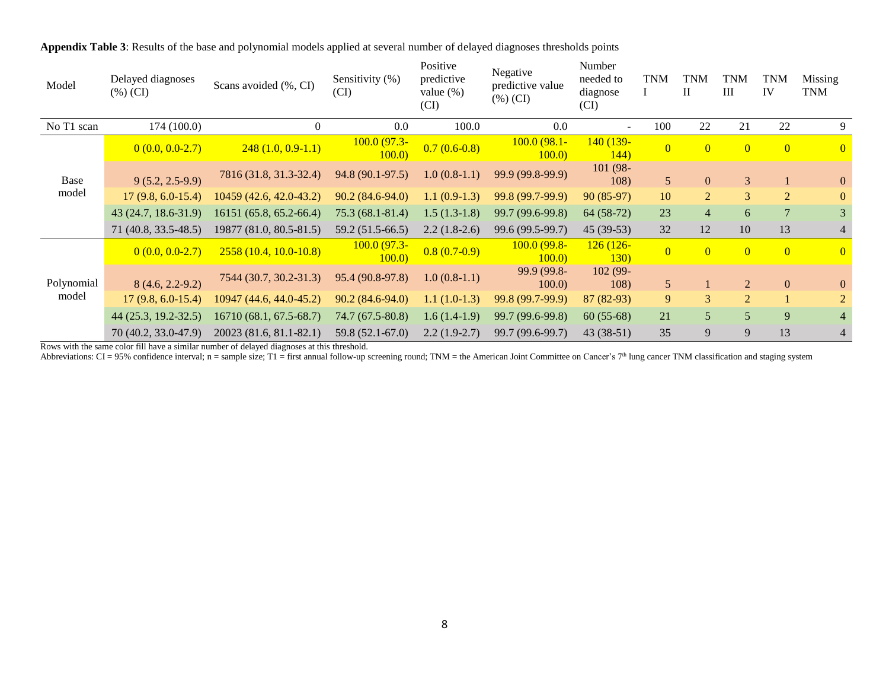**Appendix Table 3**: Results of the base and polynomial models applied at several number of delayed diagnoses thresholds points

| Model | Delayed diagnoses (%) (CI) | Scans avoided (%, CI) | Sensitivity (%) (CI) | Positive predictive value (%) (CI) | Negative predictive value (%) (CI) | Number needed to diagnose (CI) | TNM I | TNM II | TNM III | TNM IV | Missing TNM |
|---|---|---|---|---|---|---|---|---|---|---|---|
| No T1 scan | 174 (100.0) | 0 | 0.0 | 100.0 | 0.0 | - | 100 | 22 | 21 | 22 | 9 |
| Base model | 0 (0.0, 0.0-2.7) | 248 (1.0, 0.9-1.1) | 100.0 (97.3-100.0) | 0.7 (0.6-0.8) | 100.0 (98.1-100.0) | 140 (139-144) | 0 | 0 | 0 | 0 | 0 |
| | 9 (5.2, 2.5-9.9) | 7816 (31.8, 31.3-32.4) | 94.8 (90.1-97.5) | 1.0 (0.8-1.1) | 99.9 (99.8-99.9) | 101 (98-108) | 5 | 0 | 3 | 1 | 0 |
| | 17 (9.8, 6.0-15.4) | 10459 (42.6, 42.0-43.2) | 90.2 (84.6-94.0) | 1.1 (0.9-1.3) | 99.8 (99.7-99.9) | 90 (85-97) | 10 | 2 | 3 | 2 | 0 |
| | 43 (24.7, 18.6-31.9) | 16151 (65.8, 65.2-66.4) | 75.3 (68.1-81.4) | 1.5 (1.3-1.8) | 99.7 (99.6-99.8) | 64 (58-72) | 23 | 4 | 6 | 7 | 3 |
| | 71 (40.8, 33.5-48.5) | 19877 (81.0, 80.5-81.5) | 59.2 (51.5-66.5) | 2.2 (1.8-2.6) | 99.6 (99.5-99.7) | 45 (39-53) | 32 | 12 | 10 | 13 | 4 |
| Polynomial model | 0 (0.0, 0.0-2.7) | 2558 (10.4, 10.0-10.8) | 100.0 (97.3-100.0) | 0.8 (0.7-0.9) | 100.0 (99.8-100.0) | 126 (126-130) | 0 | 0 | 0 | 0 | 0 |
| | 8 (4.6, 2.2-9.2) | 7544 (30.7, 30.2-31.3) | 95.4 (90.8-97.8) | 1.0 (0.8-1.1) | 99.9 (99.8-100.0) | 102 (99-108) | 5 | 1 | 2 | 0 | 0 |
| | 17 (9.8, 6.0-15.4) | 10947 (44.6, 44.0-45.2) | 90.2 (84.6-94.0) | 1.1 (1.0-1.3) | 99.8 (99.7-99.9) | 87 (82-93) | 9 | 3 | 2 | 1 | 2 |
| | 44 (25.3, 19.2-32.5) | 16710 (68.1, 67.5-68.7) | 74.7 (67.5-80.8) | 1.6 (1.4-1.9) | 99.7 (99.6-99.8) | 60 (55-68) | 21 | 5 | 5 | 9 | 4 |
| | 70 (40.2, 33.0-47.9) | 20023 (81.6, 81.1-82.1) | 59.8 (52.1-67.0) | 2.2 (1.9-2.7) | 99.7 (99.6-99.7) | 43 (38-51) | 35 | 9 | 9 | 13 | 4 |

Rows with the same color fill have a similar number of delayed diagnoses at this threshold.

Abbreviations: CI = 95% confidence interval; n = sample size; T1 = first annual follow-up screening round; TNM = the American Joint Committee on Cancer's 7th lung cancer TNM classification and staging system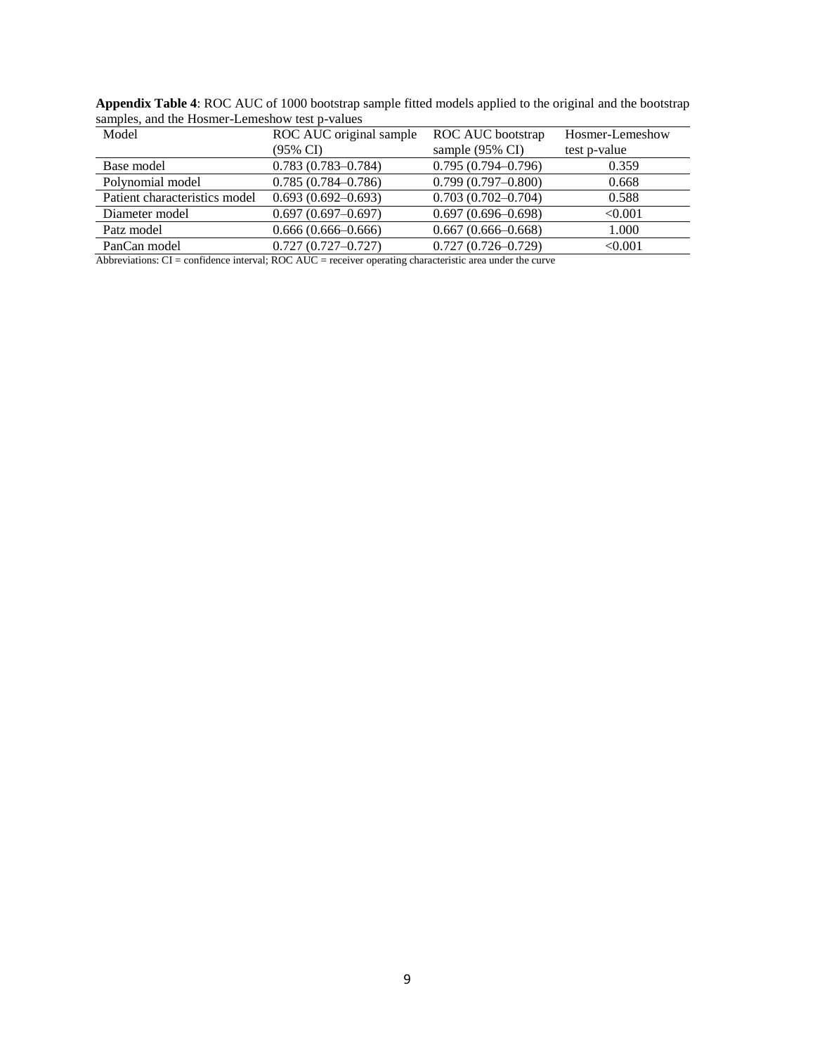**Appendix Table 4**: ROC AUC of 1000 bootstrap sample fitted models applied to the original and the bootstrap samples, and the Hosmer-Lemeshow test p-values

| Model | ROC AUC original sample (95% CI) | ROC AUC bootstrap sample (95% CI) | Hosmer-Lemeshow test p-value |
|---|---|---|---|
| Base model | 0.783 (0.783–0.784) | 0.795 (0.794–0.796) | 0.359 |
| Polynomial model | 0.785 (0.784–0.786) | 0.799 (0.797–0.800) | 0.668 |
| Patient characteristics model | 0.693 (0.692–0.693) | 0.703 (0.702–0.704) | 0.588 |
| Diameter model | 0.697 (0.697–0.697) | 0.697 (0.696–0.698) | <0.001 |
| Patz model | 0.666 (0.666–0.666) | 0.667 (0.666–0.668) | 1.000 |
| PanCan model | 0.727 (0.727–0.727) | 0.727 (0.726–0.729) | <0.001 |

Abbreviations: CI = confidence interval; ROC AUC = receiver operating characteristic area under the curve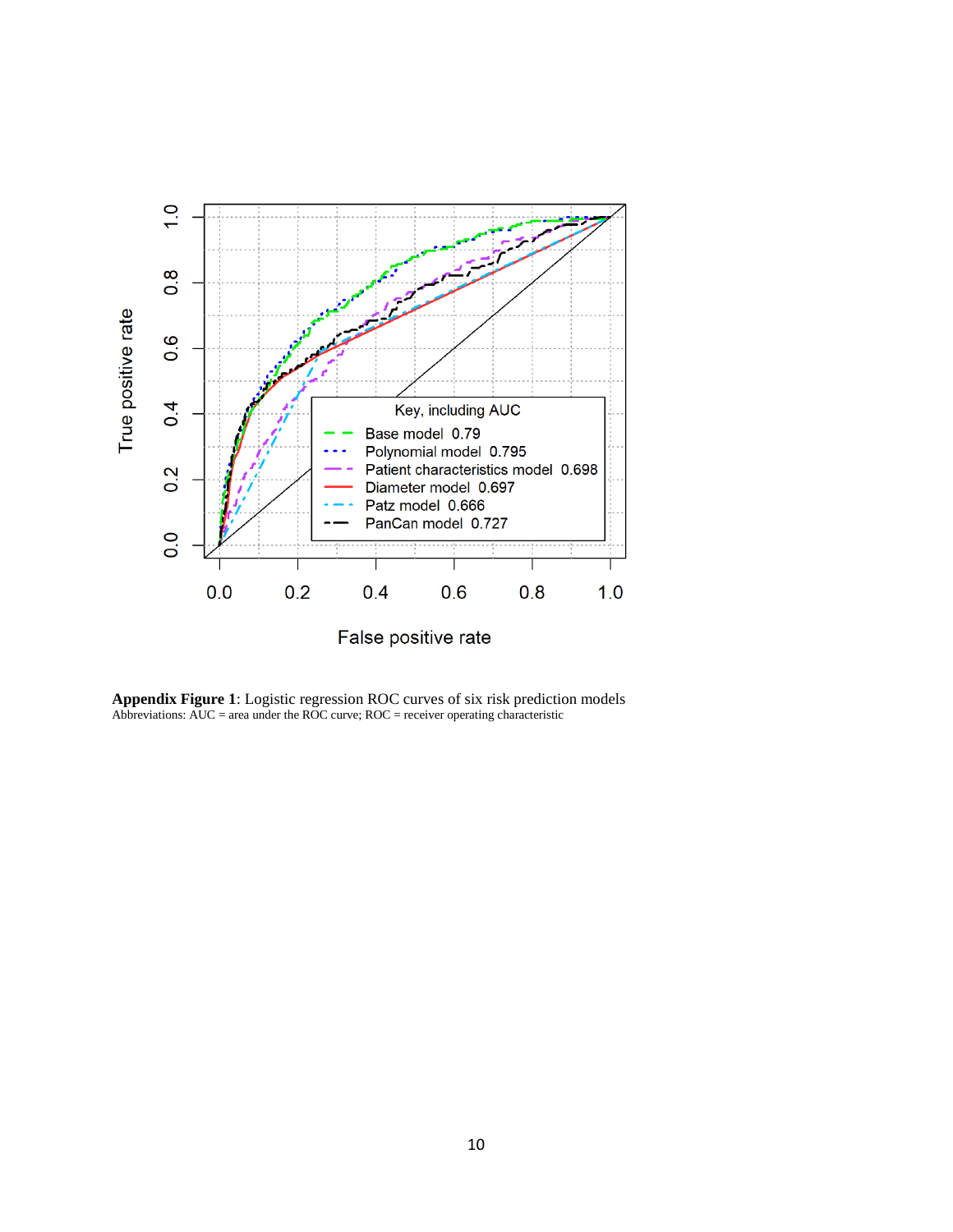**Appendix Figure 1**: Logistic regression ROC curves of six risk prediction models
Abbreviations: AUC = area under the ROC curve; ROC = receiver operating characteristic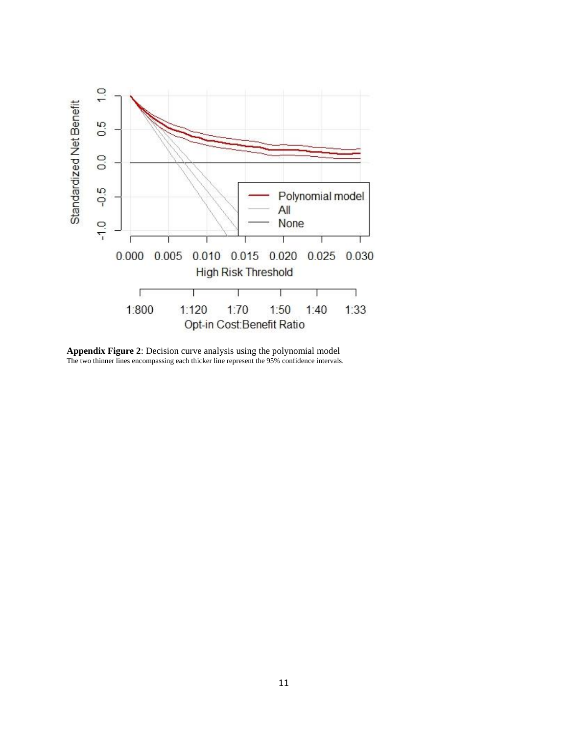Standardized Net Benefit

1.0

0.5

0.0

-0.5

-1.0

Polynomial model

All

None

0.000 0.005 0.010 0.015 0.020 0.025 0.030

High Risk Threshold

1:800 1:120 1:70 1:50 1:40 1:33

Opt-in Cost:Benefit Ratio

**Appendix Figure 2**: Decision curve analysis using the polynomial model
The two thinner lines encompassing each thicker line represent the 95% confidence intervals.